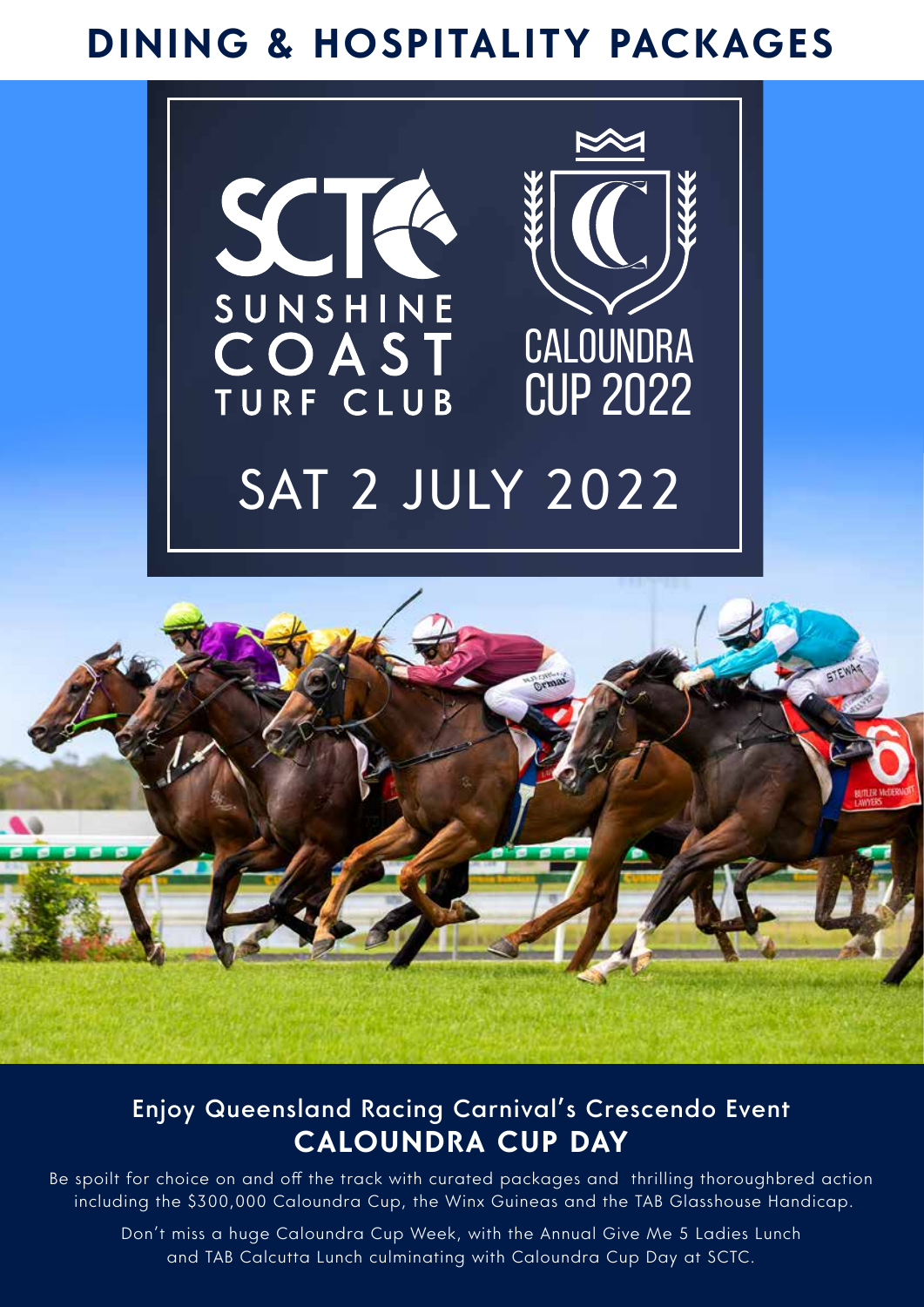# DINING & HOSPITALITY PACKAGES

SUNSHINE COAST TURF CLUB

CALOUNDRA CUP 2022

## SAT 2 JULY 2022

Enjoy Queensland Racing Carnival's Crescendo Event

## CALOUNDRA CUP DAY

Be spoilt for choice on and off the track with curated packages and thrilling thoroughbred action including the $300,000 Caloundra Cup, the Winx Guineas and the TAB Glasshouse Handicap.

Don't miss a huge Caloundra Cup Week, with the Annual Give Me 5 Ladies Lunch and TAB Calcutta Lunch culminating with Caloundra Cup Day at SCTC.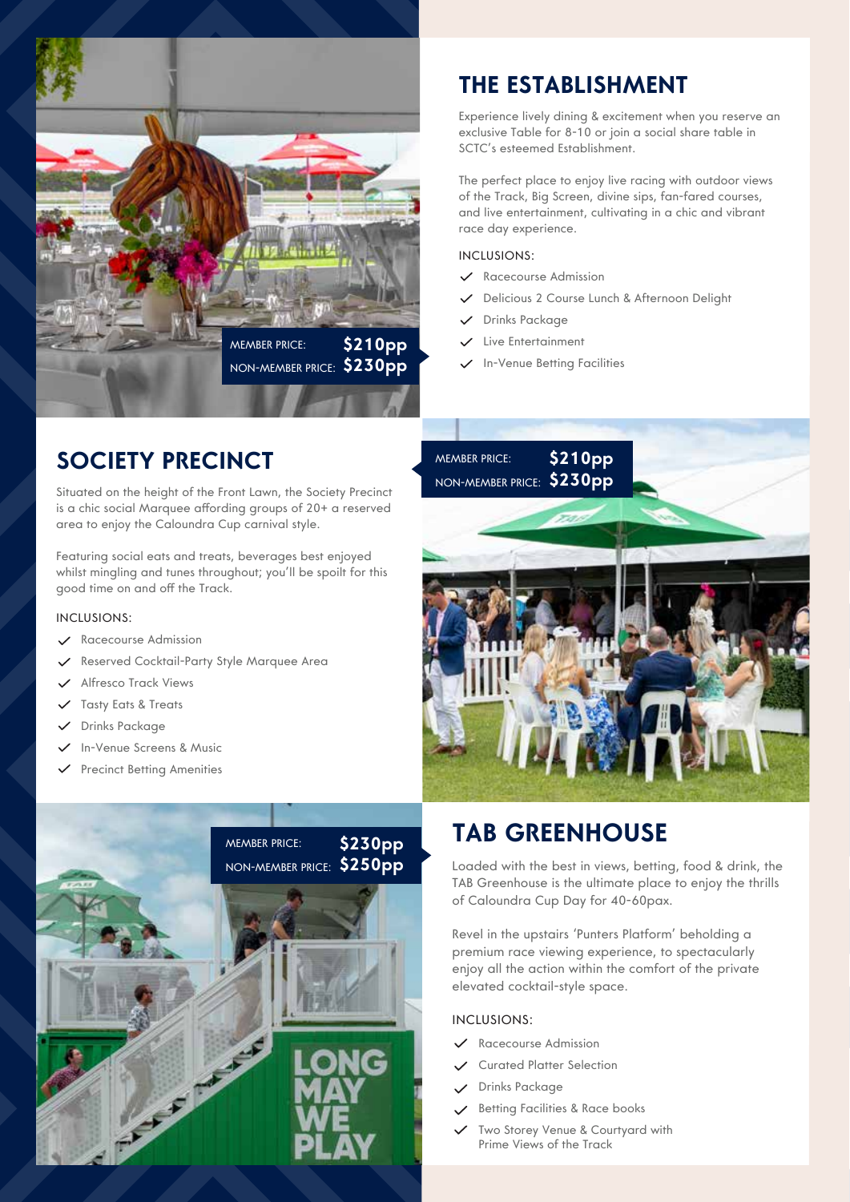## THE ESTABLISHMENT

MEMBER PRICE: **$210pp**
NON-MEMBER PRICE: **$230pp**

Experience lively dining & excitement when you reserve an exclusive Table for 8-10 or join a social share table in SCTC's esteemed Establishment.

The perfect place to enjoy live racing with outdoor views of the Track, Big Screen, divine sips, fan-fared courses, and live entertainment, cultivating in a chic and vibrant race day experience.

INCLUSIONS:

- Racecourse Admission
- Delicious 2 Course Lunch & Afternoon Delight
- Drinks Package
- Live Entertainment
- In-Venue Betting Facilities

## SOCIETY PRECINCT

MEMBER PRICE: **$210pp**
NON-MEMBER PRICE: **$230pp**

Situated on the height of the Front Lawn, the Society Precinct is a chic social Marquee affording groups of 20+ a reserved area to enjoy the Caloundra Cup carnival style.

Featuring social eats and treats, beverages best enjoyed whilst mingling and tunes throughout; you'll be spoilt for this good time on and off the Track.

INCLUSIONS:

- Racecourse Admission
- Reserved Cocktail-Party Style Marquee Area
- Alfresco Track Views
- Tasty Eats & Treats
- Drinks Package
- In-Venue Screens & Music
- Precinct Betting Amenities

## TAB GREENHOUSE

MEMBER PRICE: **$230pp**
NON-MEMBER PRICE: **$250pp**

Loaded with the best in views, betting, food & drink, the TAB Greenhouse is the ultimate place to enjoy the thrills of Caloundra Cup Day for 40-60pax.

Revel in the upstairs 'Punters Platform' beholding a premium race viewing experience, to spectacularly enjoy all the action within the comfort of the private elevated cocktail-style space.

INCLUSIONS:

- Racecourse Admission
- Curated Platter Selection
- Drinks Package
- Betting Facilities & Race books
- Two Storey Venue & Courtyard with Prime Views of the Track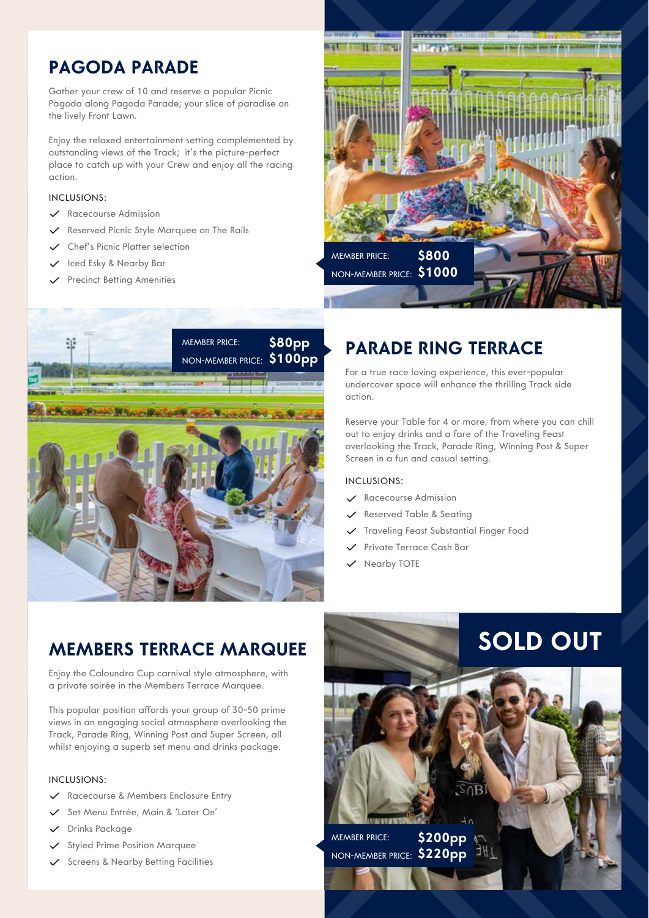## PAGODA PARADE

Gather your crew of 10 and reserve a popular Picnic Pagoda along Pagoda Parade; your slice of paradise on the lively Front Lawn.

Enjoy the relaxed entertainment setting complemented by outstanding views of the Track; it's the picture-perfect place to catch up with your Crew and enjoy all the racing action.

INCLUSIONS:

- Racecourse Admission
- Reserved Picnic Style Marquee on The Rails
- Chef's Picnic Platter selection
- Iced Esky & Nearby Bar
- Precinct Betting Amenities

MEMBER PRICE: **$800**
NON-MEMBER PRICE: **$1000**

## PARADE RING TERRACE

For a true race loving experience, this ever-popular undercover space will enhance the thrilling Track side action.

Reserve your Table for 4 or more, from where you can chill out to enjoy drinks and a fare of the Traveling Feast overlooking the Track, Parade Ring, Winning Post & Super Screen in a fun and casual setting.

INCLUSIONS:

- Racecourse Admission
- Reserved Table & Seating
- Traveling Feast Substantial Finger Food
- Private Terrace Cash Bar
- Nearby TOTE

MEMBER PRICE: **$80pp**
NON-MEMBER PRICE: **$100pp**

## MEMBERS TERRACE MARQUEE

**SOLD OUT**

Enjoy the Caloundra Cup carnival style atmosphere, with a private soirée in the Members Terrace Marquee.

This popular position affords your group of 30-50 prime views in an engaging social atmosphere overlooking the Track, Parade Ring, Winning Post and Super Screen, all whilst enjoying a superb set menu and drinks package.

INCLUSIONS:

- Racecourse & Members Enclosure Entry
- Set Menu Entrée, Main & 'Later On'
- Drinks Package
- Styled Prime Position Marquee
- Screens & Nearby Betting Facilities

MEMBER PRICE: **$200pp**
NON-MEMBER PRICE: **$220pp**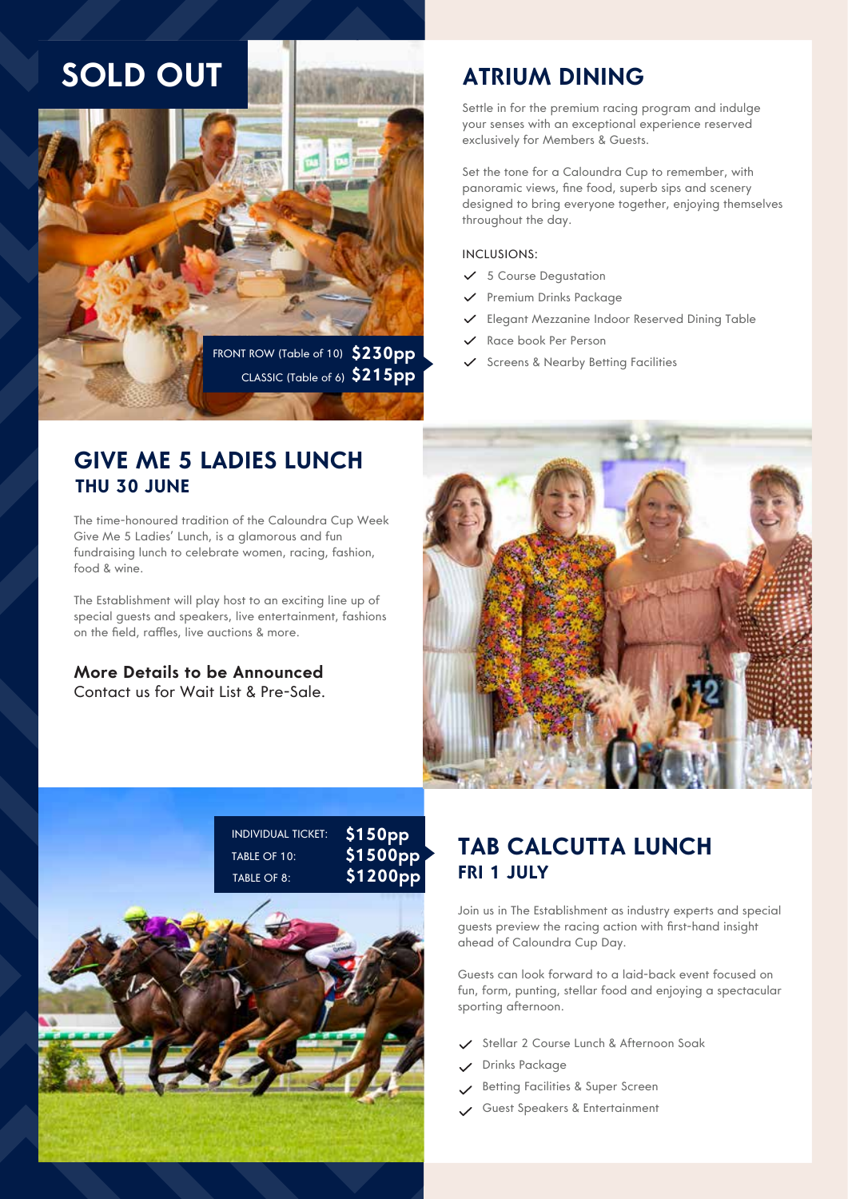**SOLD OUT**

FRONT ROW (Table of 10) **$230pp**
CLASSIC (Table of 6) **$215pp**

## ATRIUM DINING

Settle in for the premium racing program and indulge your senses with an exceptional experience reserved exclusively for Members & Guests.

Set the tone for a Caloundra Cup to remember, with panoramic views, fine food, superb sips and scenery designed to bring everyone together, enjoying themselves throughout the day.

INCLUSIONS:

- 5 Course Degustation
- Premium Drinks Package
- Elegant Mezzanine Indoor Reserved Dining Table
- Race book Per Person
- Screens & Nearby Betting Facilities

## GIVE ME 5 LADIES LUNCH
### THU 30 JUNE

The time-honoured tradition of the Caloundra Cup Week Give Me 5 Ladies' Lunch, is a glamorous and fun fundraising lunch to celebrate women, racing, fashion, food & wine.

The Establishment will play host to an exciting line up of special guests and speakers, live entertainment, fashions on the field, raffles, live auctions & more.

**More Details to be Announced**
Contact us for Wait List & Pre-Sale.

| | |
|---|---|
| INDIVIDUAL TICKET: | **$150pp** |
| TABLE OF 10: | **$1500pp** |
| TABLE OF 8: | **$1200pp** |

## TAB CALCUTTA LUNCH
### FRI 1 JULY

Join us in The Establishment as industry experts and special guests preview the racing action with first-hand insight ahead of Caloundra Cup Day.

Guests can look forward to a laid-back event focused on fun, form, punting, stellar food and enjoying a spectacular sporting afternoon.

- Stellar 2 Course Lunch & Afternoon Soak
- Drinks Package
- Betting Facilities & Super Screen
- Guest Speakers & Entertainment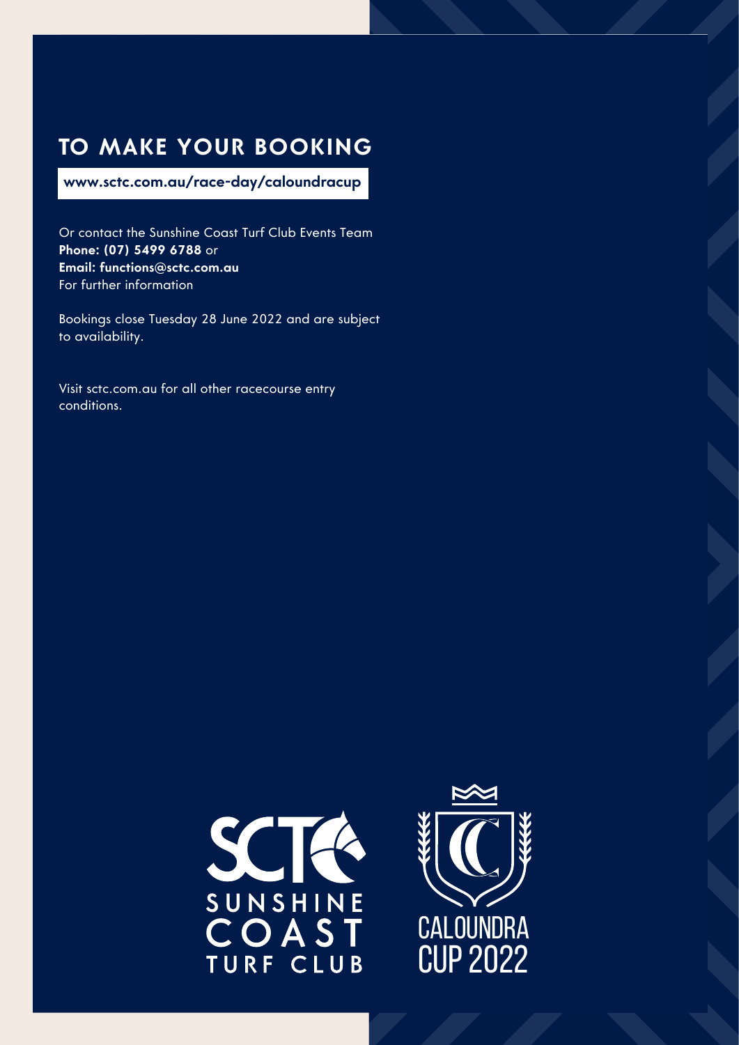# TO MAKE YOUR BOOKING

**www.sctc.com.au/race-day/caloundracup**

Or contact the Sunshine Coast Turf Club Events Team
**Phone: (07) 5499 6788** or
**Email: functions@sctc.com.au**
For further information

Bookings close Tuesday 28 June 2022 and are subject to availability.

Visit sctc.com.au for all other racecourse entry conditions.

SCTC SUNSHINE COAST TURF CLUB

CALOUNDRA CUP 2022